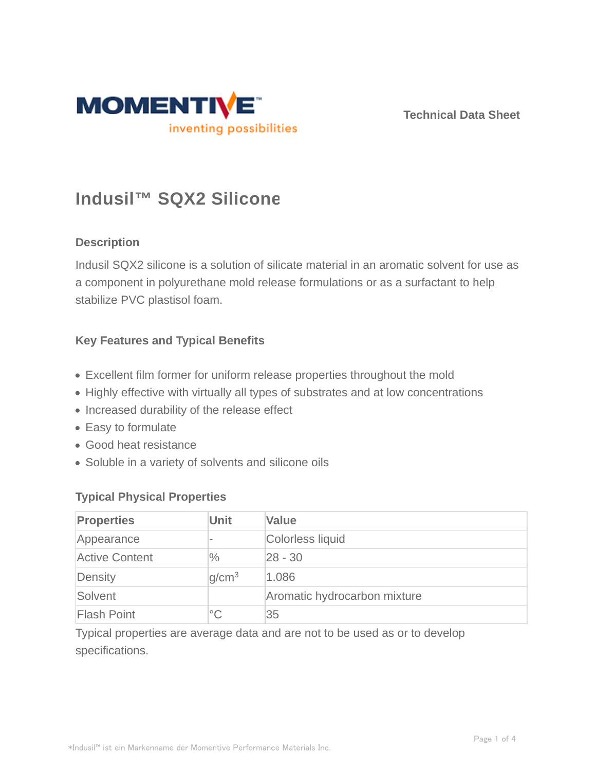Technical Data Sheet

# Indusil™ SQX2 Silicone

## Description

Indusil SQX2 silicone is a solution of silicate material in an aromatic solvent for use as a component in polyurethane mold release formulations or as a surfactant to help stabilize PVC plastisol foam.

## Key Features and Typical Benefits

- Excellent film former for uniform release properties throughout the mold
- Highly effective with virtually all types of substrates and at low concentrations
- Increased durability of the release effect
- Easy to formulate
- Good heat resistance
- Soluble in a variety of solvents and silicone oils

## Typical Physical Properties

| Properties | Unit | Value |
| --- | --- | --- |
| Appearance | - | Colorless liquid |
| Active Content | % | 28 - 30 |
| Density | g/cm$^3$ | 1.086 |
| Solvent | | Aromatic hydrocarbon mixture |
| Flash Point | °C | 35 |

Typical properties are average data and are not to be used as or to develop specifications.

*Indusil™ ist ein Markenname der Momentive Performance Materials Inc.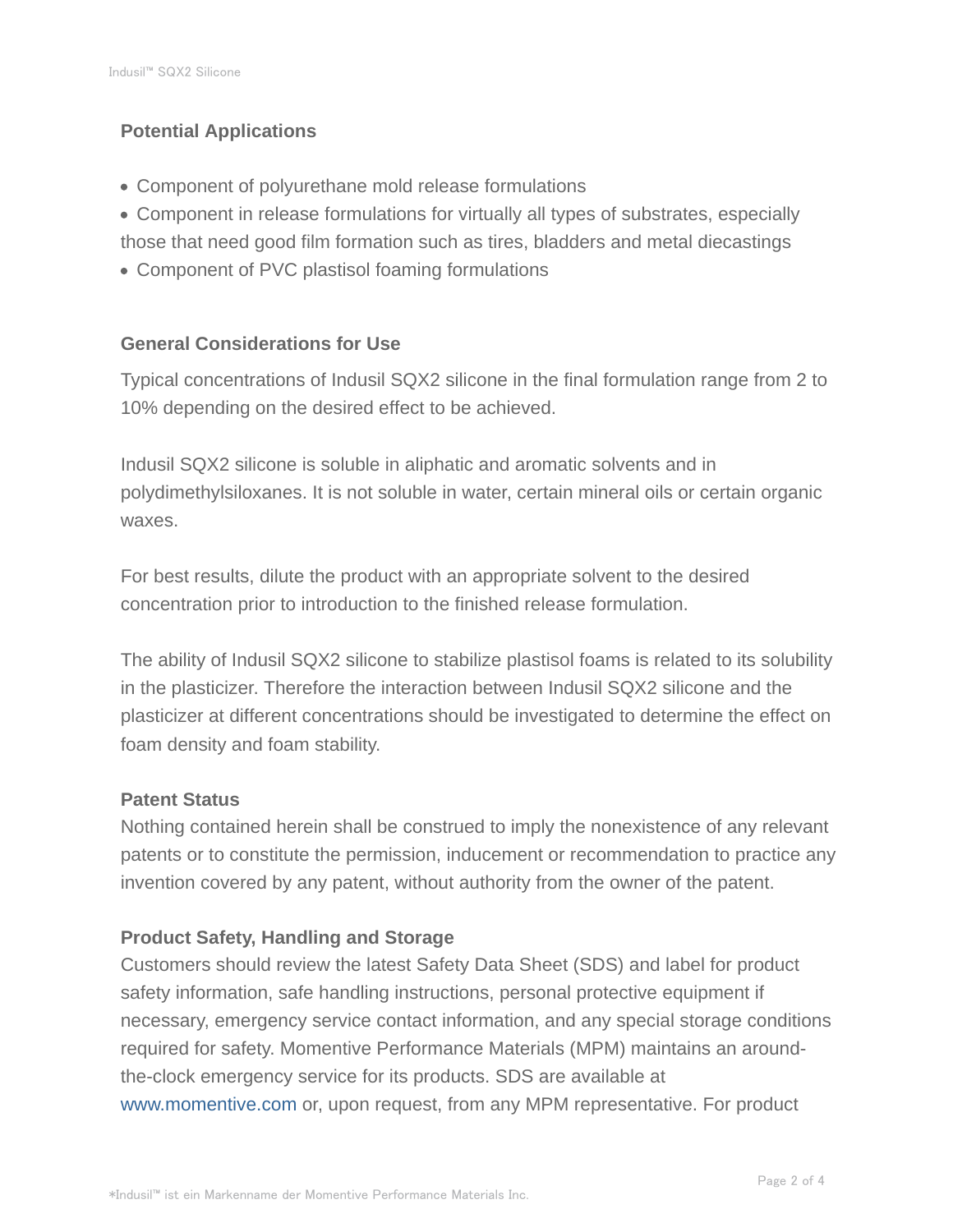## Potential Applications

- Component of polyurethane mold release formulations
- Component in release formulations for virtually all types of substrates, especially those that need good film formation such as tires, bladders and metal diecastings
- Component of PVC plastisol foaming formulations

## General Considerations for Use

Typical concentrations of Indusil SQX2 silicone in the final formulation range from 2 to 10% depending on the desired effect to be achieved.

Indusil SQX2 silicone is soluble in aliphatic and aromatic solvents and in polydimethylsiloxanes. It is not soluble in water, certain mineral oils or certain organic waxes.

For best results, dilute the product with an appropriate solvent to the desired concentration prior to introduction to the finished release formulation.

The ability of Indusil SQX2 silicone to stabilize plastisol foams is related to its solubility in the plasticizer. Therefore the interaction between Indusil SQX2 silicone and the plasticizer at different concentrations should be investigated to determine the effect on foam density and foam stability.

## Patent Status

Nothing contained herein shall be construed to imply the nonexistence of any relevant patents or to constitute the permission, inducement or recommendation to practice any invention covered by any patent, without authority from the owner of the patent.

## Product Safety, Handling and Storage

Customers should review the latest Safety Data Sheet (SDS) and label for product safety information, safe handling instructions, personal protective equipment if necessary, emergency service contact information, and any special storage conditions required for safety. Momentive Performance Materials (MPM) maintains an around-the-clock emergency service for its products. SDS are available at www.momentive.com or, upon request, from any MPM representative. For product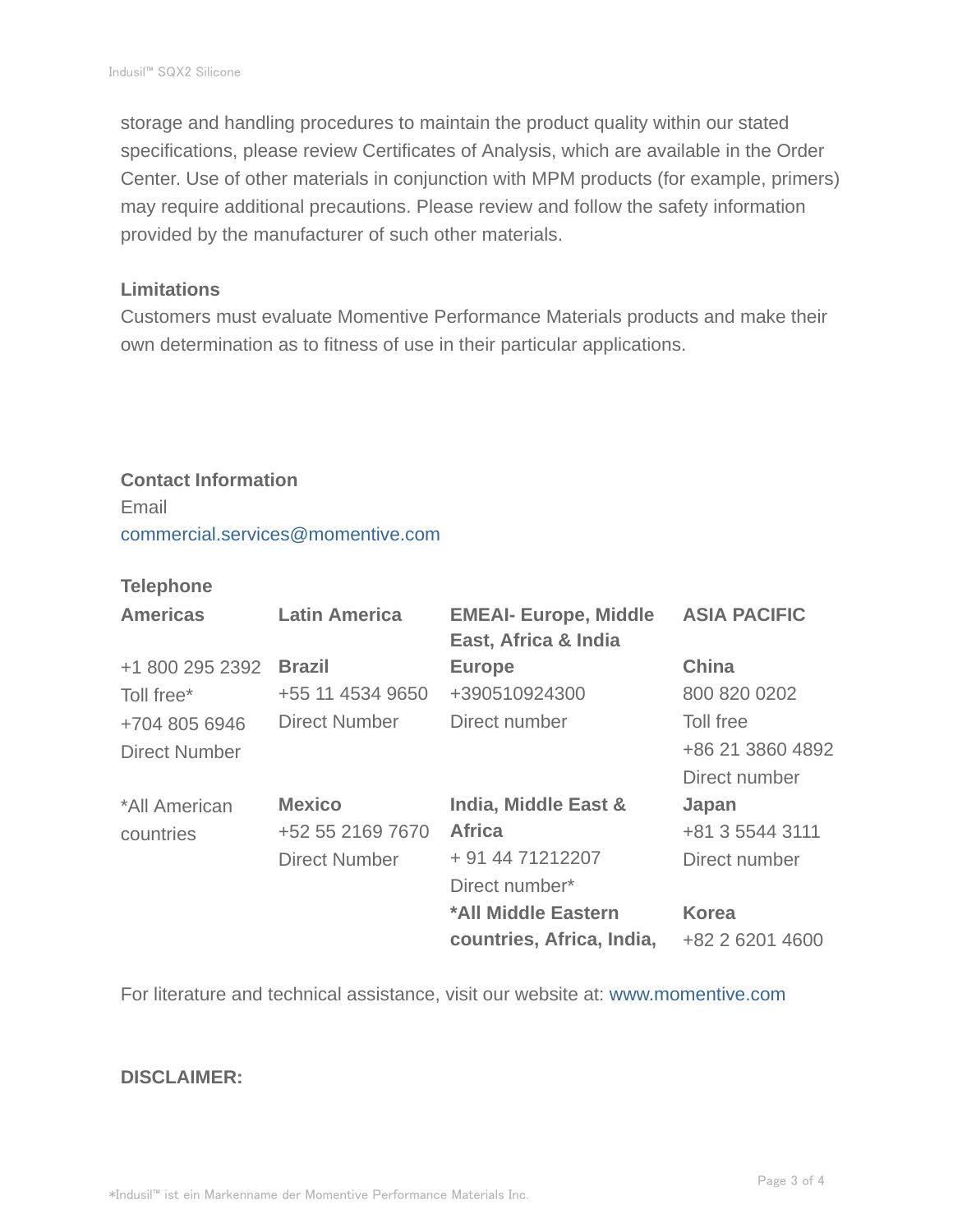storage and handling procedures to maintain the product quality within our stated specifications, please review Certificates of Analysis, which are available in the Order Center. Use of other materials in conjunction with MPM products (for example, primers) may require additional precautions. Please review and follow the safety information provided by the manufacturer of such other materials.

### Limitations

Customers must evaluate Momentive Performance Materials products and make their own determination as to fitness of use in their particular applications.

### Contact Information

Email
commercial.services@momentive.com

**Telephone**

| Americas | Latin America | EMEAI- Europe, Middle East, Africa & India | ASIA PACIFIC |
|---|---|---|---|
| +1 800 295 2392<br>Toll free*<br>+704 805 6946<br>Direct Number | **Brazil**<br>+55 11 4534 9650<br>Direct Number | **Europe**<br>+390510924300<br>Direct number | **China**<br>800 820 0202<br>Toll free<br>+86 21 3860 4892<br>Direct number |
| *All American countries | **Mexico**<br>+52 55 2169 7670<br>Direct Number | **India, Middle East & Africa**<br>+ 91 44 71212207<br>Direct number* | **Japan**<br>+81 3 5544 3111<br>Direct number |
| | | **\*All Middle Eastern countries, Africa, India,** | **Korea**<br>+82 2 6201 4600 |

For literature and technical assistance, visit our website at: www.momentive.com

**DISCLAIMER:**

*Indusil™ ist ein Markenname der Momentive Performance Materials Inc.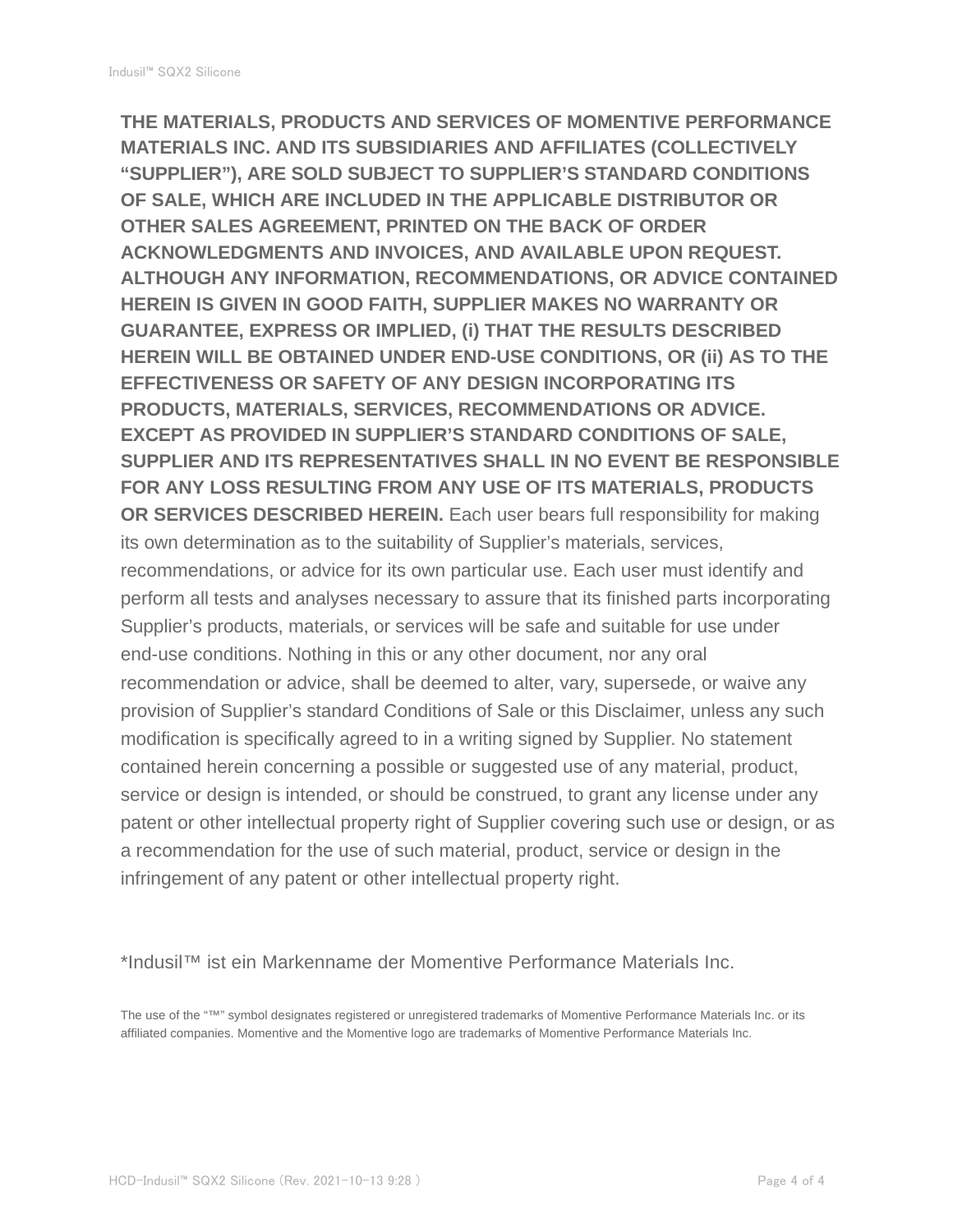**THE MATERIALS, PRODUCTS AND SERVICES OF MOMENTIVE PERFORMANCE MATERIALS INC. AND ITS SUBSIDIARIES AND AFFILIATES (COLLECTIVELY "SUPPLIER"), ARE SOLD SUBJECT TO SUPPLIER'S STANDARD CONDITIONS OF SALE, WHICH ARE INCLUDED IN THE APPLICABLE DISTRIBUTOR OR OTHER SALES AGREEMENT, PRINTED ON THE BACK OF ORDER ACKNOWLEDGMENTS AND INVOICES, AND AVAILABLE UPON REQUEST. ALTHOUGH ANY INFORMATION, RECOMMENDATIONS, OR ADVICE CONTAINED HEREIN IS GIVEN IN GOOD FAITH, SUPPLIER MAKES NO WARRANTY OR GUARANTEE, EXPRESS OR IMPLIED, (i) THAT THE RESULTS DESCRIBED HEREIN WILL BE OBTAINED UNDER END-USE CONDITIONS, OR (ii) AS TO THE EFFECTIVENESS OR SAFETY OF ANY DESIGN INCORPORATING ITS PRODUCTS, MATERIALS, SERVICES, RECOMMENDATIONS OR ADVICE. EXCEPT AS PROVIDED IN SUPPLIER'S STANDARD CONDITIONS OF SALE, SUPPLIER AND ITS REPRESENTATIVES SHALL IN NO EVENT BE RESPONSIBLE FOR ANY LOSS RESULTING FROM ANY USE OF ITS MATERIALS, PRODUCTS OR SERVICES DESCRIBED HEREIN.** Each user bears full responsibility for making its own determination as to the suitability of Supplier's materials, services, recommendations, or advice for its own particular use. Each user must identify and perform all tests and analyses necessary to assure that its finished parts incorporating Supplier's products, materials, or services will be safe and suitable for use under end-use conditions. Nothing in this or any other document, nor any oral recommendation or advice, shall be deemed to alter, vary, supersede, or waive any provision of Supplier's standard Conditions of Sale or this Disclaimer, unless any such modification is specifically agreed to in a writing signed by Supplier. No statement contained herein concerning a possible or suggested use of any material, product, service or design is intended, or should be construed, to grant any license under any patent or other intellectual property right of Supplier covering such use or design, or as a recommendation for the use of such material, product, service or design in the infringement of any patent or other intellectual property right.

*Indusil™ ist ein Markenname der Momentive Performance Materials Inc.

The use of the "™" symbol designates registered or unregistered trademarks of Momentive Performance Materials Inc. or its affiliated companies. Momentive and the Momentive logo are trademarks of Momentive Performance Materials Inc.